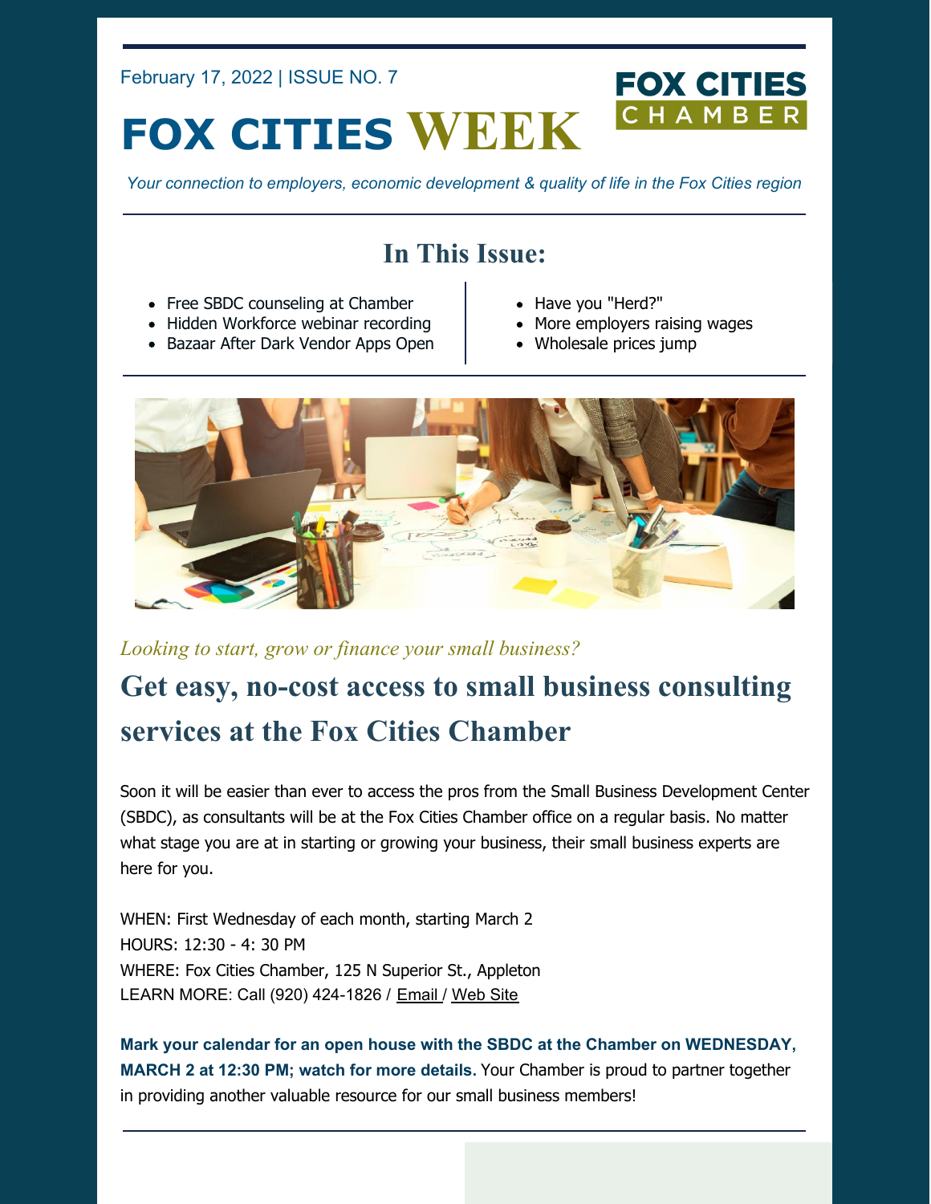February 17, 2022 | ISSUE NO. 7

# FOX CITIES WEEK

FOX CITIES CHAMBER

*Your connection to employers, economic development & quality of life in the Fox Cities region*

## In This Issue:

- Free SBDC counseling at Chamber
- Hidden Workforce webinar recording
- Bazaar After Dark Vendor Apps Open
- Have you "Herd?"
- More employers raising wages
- Wholesale prices jump

*Looking to start, grow or finance your small business?*

## Get easy, no-cost access to small business consulting services at the Fox Cities Chamber

Soon it will be easier than ever to access the pros from the Small Business Development Center (SBDC), as consultants will be at the Fox Cities Chamber office on a regular basis. No matter what stage you are at in starting or growing your business, their small business experts are here for you.

WHEN: First Wednesday of each month, starting March 2
HOURS: 12:30 - 4: 30 PM
WHERE: Fox Cities Chamber, 125 N Superior St., Appleton
LEARN MORE: Call (920) 424-1826 / Email / Web Site

**Mark your calendar for an open house with the SBDC at the Chamber on WEDNESDAY, MARCH 2 at 12:30 PM; watch for more details.** Your Chamber is proud to partner together in providing another valuable resource for our small business members!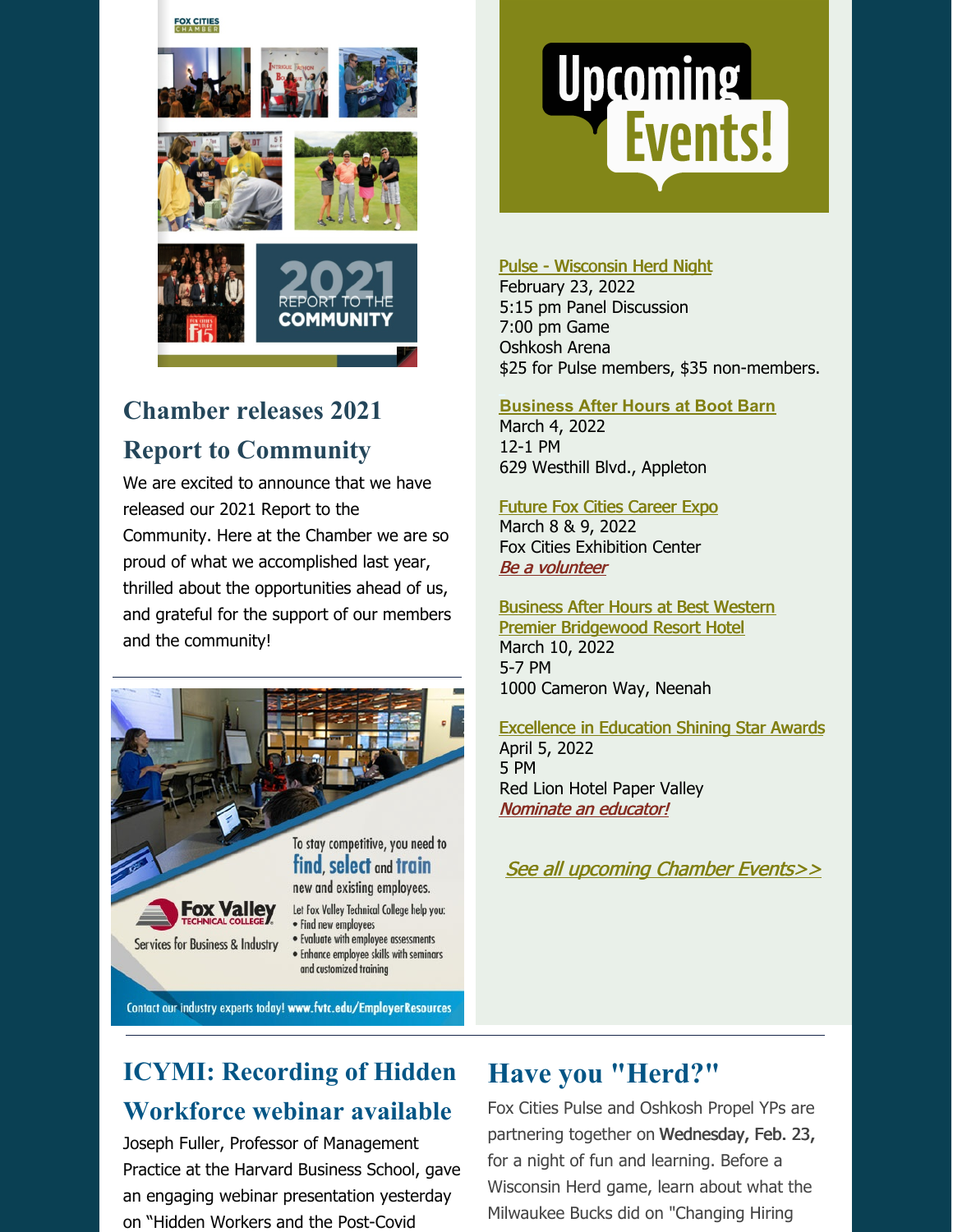## Chamber releases 2021 Report to Community

We are excited to announce that we have released our 2021 Report to the Community. Here at the Chamber we are so proud of what we accomplished last year, thrilled about the opportunities ahead of us, and grateful for the support of our members and the community!

To stay competitive, you need to **find, select and train** new and existing employees.

Fox Valley Technical College
Services for Business & Industry

Let Fox Valley Technical College help you:

- Find new employees
- Evaluate with employee assessments
- Enhance employee skills with seminars and customized training

Contact our industry experts today! www.fvtc.edu/EmployerResources

## Upcoming Events!

Pulse - Wisconsin Herd Night
February 23, 2022
5:15 pm Panel Discussion
7:00 pm Game
Oshkosh Arena
$25 for Pulse members, $35 non-members.

**Business After Hours at Boot Barn**
March 4, 2022
12-1 PM
629 Westhill Blvd., Appleton

Future Fox Cities Career Expo
March 8 & 9, 2022
Fox Cities Exhibition Center
*Be a volunteer*

Business After Hours at Best Western Premier Bridgewood Resort Hotel
March 10, 2022
5-7 PM
1000 Cameron Way, Neenah

Excellence in Education Shining Star Awards
April 5, 2022
5 PM
Red Lion Hotel Paper Valley
*Nominate an educator!*

*See all upcoming Chamber Events>>*

## ICYMI: Recording of Hidden Workforce webinar available

Joseph Fuller, Professor of Management Practice at the Harvard Business School, gave an engaging webinar presentation yesterday on "Hidden Workers and the Post-Covid

## Have you "Herd?"

Fox Cities Pulse and Oshkosh Propel YPs are partnering together on Wednesday, Feb. 23, for a night of fun and learning. Before a Wisconsin Herd game, learn about what the Milwaukee Bucks did on "Changing Hiring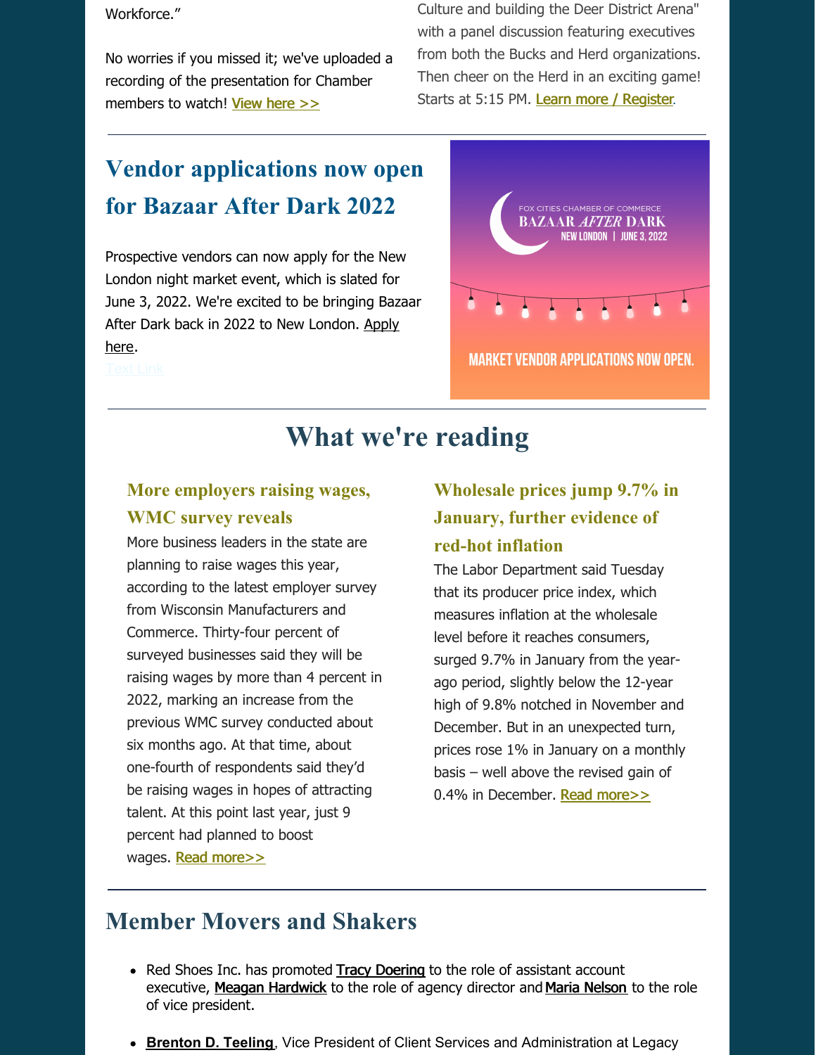Workforce."

No worries if you missed it; we've uploaded a recording of the presentation for Chamber members to watch! View here >>

Culture and building the Deer District Arena" with a panel discussion featuring executives from both the Bucks and Herd organizations. Then cheer on the Herd in an exciting game! Starts at 5:15 PM. Learn more / Register.

---

## Vendor applications now open for Bazaar After Dark 2022

Prospective vendors can now apply for the New London night market event, which is slated for June 3, 2022. We're excited to be bringing Bazaar After Dark back in 2022 to New London. Apply here.

Text Link

FOX CITIES CHAMBER OF COMMERCE
BAZAAR *AFTER* DARK
NEW LONDON | JUNE 3, 2022

MARKET VENDOR APPLICATIONS NOW OPEN.

---

# What we're reading

### More employers raising wages, WMC survey reveals

More business leaders in the state are planning to raise wages this year, according to the latest employer survey from Wisconsin Manufacturers and Commerce. Thirty-four percent of surveyed businesses said they will be raising wages by more than 4 percent in 2022, marking an increase from the previous WMC survey conducted about six months ago. At that time, about one-fourth of respondents said they'd be raising wages in hopes of attracting talent. At this point last year, just 9 percent had planned to boost wages. Read more>>

### Wholesale prices jump 9.7% in January, further evidence of red-hot inflation

The Labor Department said Tuesday that its producer price index, which measures inflation at the wholesale level before it reaches consumers, surged 9.7% in January from the year-ago period, slightly below the 12-year high of 9.8% notched in November and December. But in an unexpected turn, prices rose 1% in January on a monthly basis – well above the revised gain of 0.4% in December. Read more>>

---

## Member Movers and Shakers

- Red Shoes Inc. has promoted Tracy Doering to the role of assistant account executive, Meagan Hardwick to the role of agency director and Maria Nelson to the role of vice president.
- **Brenton D. Teeling**, Vice President of Client Services and Administration at Legacy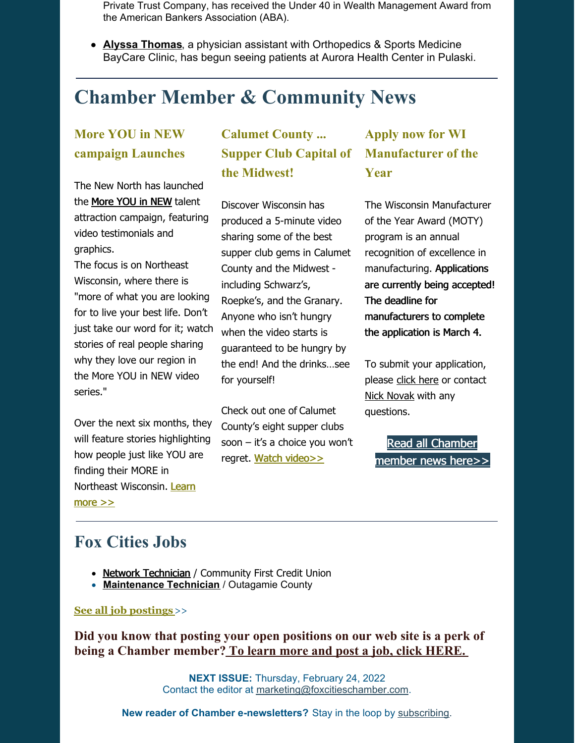Private Trust Company, has received the Under 40 in Wealth Management Award from the American Bankers Association (ABA).

- **Alyssa Thomas**, a physician assistant with Orthopedics & Sports Medicine BayCare Clinic, has begun seeing patients at Aurora Health Center in Pulaski.

# Chamber Member & Community News

### More YOU in NEW campaign Launches

The New North has launched the More YOU in NEW talent attraction campaign, featuring video testimonials and graphics.
The focus is on Northeast Wisconsin, where there is "more of what you are looking for to live your best life. Don't just take our word for it; watch stories of real people sharing why they love our region in the More YOU in NEW video series."

Over the next six months, they will feature stories highlighting how people just like YOU are finding their MORE in Northeast Wisconsin. Learn more >>

### Calumet County ... Supper Club Capital of the Midwest!

Discover Wisconsin has produced a 5-minute video sharing some of the best supper club gems in Calumet County and the Midwest - including Schwarz's, Roepke's, and the Granary. Anyone who isn't hungry when the video starts is guaranteed to be hungry by the end! And the drinks…see for yourself!

Check out one of Calumet County's eight supper clubs soon – it's a choice you won't regret. Watch video>>

### Apply now for WI Manufacturer of the Year

The Wisconsin Manufacturer of the Year Award (MOTY) program is an annual recognition of excellence in manufacturing. **Applications are currently being accepted! The deadline for manufacturers to complete the application is March 4.**

To submit your application, please click here or contact Nick Novak with any questions.

Read all Chamber member news here>>

# Fox Cities Jobs

- **Network Technician** / Community First Credit Union
- **Maintenance Technician** / Outagamie County

**See all job postings** >>

**Did you know that posting your open positions on our web site is a perk of being a Chamber member? To learn more and post a job, click HERE.**

**NEXT ISSUE:** Thursday, February 24, 2022
Contact the editor at marketing@foxcitieschamber.com.

**New reader of Chamber e-newsletters?** Stay in the loop by subscribing.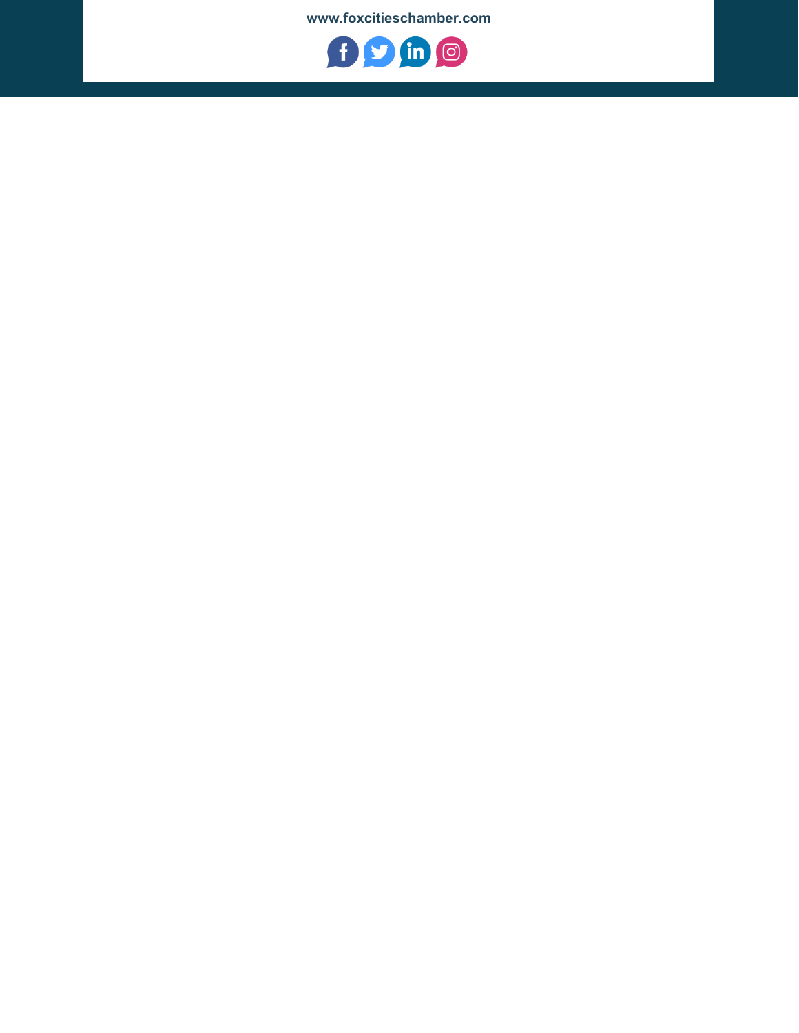www.foxcitieschamber.com